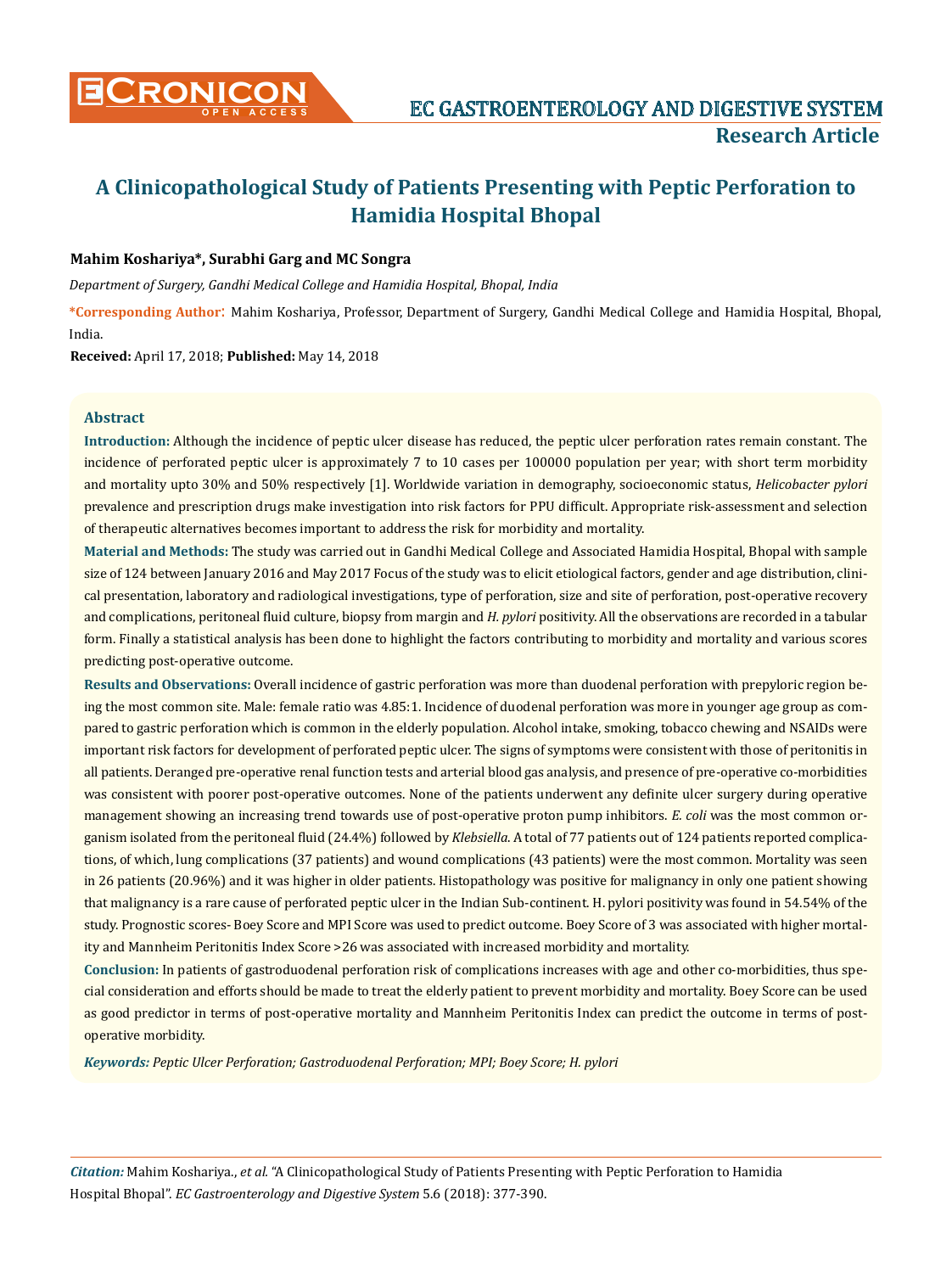# A Clinicopathological Study of Patients Presenting with Peptic Perforation to Hamidia Hospital Bhopal

**Mahim Koshariya\*, Surabhi Garg and MC Songra**

*Department of Surgery, Gandhi Medical College and Hamidia Hospital, Bhopal, India*

**\*Corresponding Author:** Mahim Koshariya, Professor, Department of Surgery, Gandhi Medical College and Hamidia Hospital, Bhopal, India.

**Received:** April 17, 2018; **Published:** May 14, 2018

## Abstract

**Introduction:** Although the incidence of peptic ulcer disease has reduced, the peptic ulcer perforation rates remain constant. The incidence of perforated peptic ulcer is approximately 7 to 10 cases per 100000 population per year; with short term morbidity and mortality upto 30% and 50% respectively [1]. Worldwide variation in demography, socioeconomic status, *Helicobacter pylori* prevalence and prescription drugs make investigation into risk factors for PPU difficult. Appropriate risk-assessment and selection of therapeutic alternatives becomes important to address the risk for morbidity and mortality.

**Material and Methods:** The study was carried out in Gandhi Medical College and Associated Hamidia Hospital, Bhopal with sample size of 124 between January 2016 and May 2017 Focus of the study was to elicit etiological factors, gender and age distribution, clinical presentation, laboratory and radiological investigations, type of perforation, size and site of perforation, post-operative recovery and complications, peritoneal fluid culture, biopsy from margin and *H. pylori* positivity. All the observations are recorded in a tabular form. Finally a statistical analysis has been done to highlight the factors contributing to morbidity and mortality and various scores predicting post-operative outcome.

**Results and Observations:** Overall incidence of gastric perforation was more than duodenal perforation with prepyloric region being the most common site. Male: female ratio was 4.85:1. Incidence of duodenal perforation was more in younger age group as compared to gastric perforation which is common in the elderly population. Alcohol intake, smoking, tobacco chewing and NSAIDs were important risk factors for development of perforated peptic ulcer. The signs of symptoms were consistent with those of peritonitis in all patients. Deranged pre-operative renal function tests and arterial blood gas analysis, and presence of pre-operative co-morbidities was consistent with poorer post-operative outcomes. None of the patients underwent any definite ulcer surgery during operative management showing an increasing trend towards use of post-operative proton pump inhibitors. *E. coli* was the most common organism isolated from the peritoneal fluid (24.4%) followed by *Klebsiella*. A total of 77 patients out of 124 patients reported complications, of which, lung complications (37 patients) and wound complications (43 patients) were the most common. Mortality was seen in 26 patients (20.96%) and it was higher in older patients. Histopathology was positive for malignancy in only one patient showing that malignancy is a rare cause of perforated peptic ulcer in the Indian Sub-continent. H. pylori positivity was found in 54.54% of the study. Prognostic scores- Boey Score and MPI Score was used to predict outcome. Boey Score of 3 was associated with higher mortality and Mannheim Peritonitis Index Score >26 was associated with increased morbidity and mortality.

**Conclusion:** In patients of gastroduodenal perforation risk of complications increases with age and other co-morbidities, thus special consideration and efforts should be made to treat the elderly patient to prevent morbidity and mortality. Boey Score can be used as good predictor in terms of post-operative mortality and Mannheim Peritonitis Index can predict the outcome in terms of post-operative morbidity.

***Keywords:*** *Peptic Ulcer Perforation; Gastroduodenal Perforation; MPI; Boey Score; H. pylori*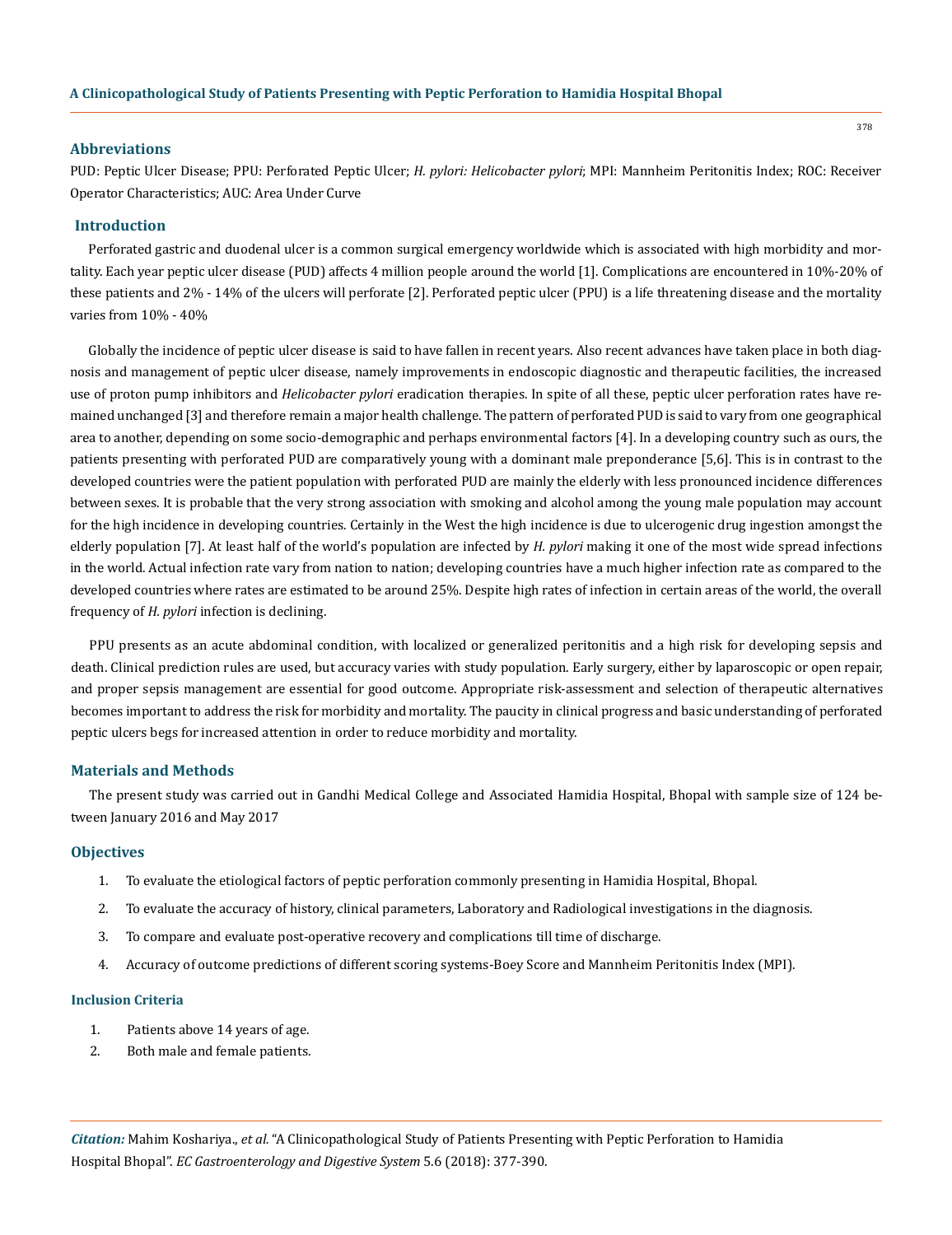## Abbreviations

PUD: Peptic Ulcer Disease; PPU: Perforated Peptic Ulcer; *H. pylori: Helicobacter pylori*; MPI: Mannheim Peritonitis Index; ROC: Receiver Operator Characteristics; AUC: Area Under Curve

## Introduction

Perforated gastric and duodenal ulcer is a common surgical emergency worldwide which is associated with high morbidity and mortality. Each year peptic ulcer disease (PUD) affects 4 million people around the world [1]. Complications are encountered in 10%-20% of these patients and 2% - 14% of the ulcers will perforate [2]. Perforated peptic ulcer (PPU) is a life threatening disease and the mortality varies from 10% - 40%

Globally the incidence of peptic ulcer disease is said to have fallen in recent years. Also recent advances have taken place in both diagnosis and management of peptic ulcer disease, namely improvements in endoscopic diagnostic and therapeutic facilities, the increased use of proton pump inhibitors and *Helicobacter pylori* eradication therapies. In spite of all these, peptic ulcer perforation rates have remained unchanged [3] and therefore remain a major health challenge. The pattern of perforated PUD is said to vary from one geographical area to another, depending on some socio-demographic and perhaps environmental factors [4]. In a developing country such as ours, the patients presenting with perforated PUD are comparatively young with a dominant male preponderance [5,6]. This is in contrast to the developed countries were the patient population with perforated PUD are mainly the elderly with less pronounced incidence differences between sexes. It is probable that the very strong association with smoking and alcohol among the young male population may account for the high incidence in developing countries. Certainly in the West the high incidence is due to ulcerogenic drug ingestion amongst the elderly population [7]. At least half of the world's population are infected by *H. pylori* making it one of the most wide spread infections in the world. Actual infection rate vary from nation to nation; developing countries have a much higher infection rate as compared to the developed countries where rates are estimated to be around 25%. Despite high rates of infection in certain areas of the world, the overall frequency of *H. pylori* infection is declining.

PPU presents as an acute abdominal condition, with localized or generalized peritonitis and a high risk for developing sepsis and death. Clinical prediction rules are used, but accuracy varies with study population. Early surgery, either by laparoscopic or open repair, and proper sepsis management are essential for good outcome. Appropriate risk-assessment and selection of therapeutic alternatives becomes important to address the risk for morbidity and mortality. The paucity in clinical progress and basic understanding of perforated peptic ulcers begs for increased attention in order to reduce morbidity and mortality.

## Materials and Methods

The present study was carried out in Gandhi Medical College and Associated Hamidia Hospital, Bhopal with sample size of 124 between January 2016 and May 2017

## Objectives

1. To evaluate the etiological factors of peptic perforation commonly presenting in Hamidia Hospital, Bhopal.
2. To evaluate the accuracy of history, clinical parameters, Laboratory and Radiological investigations in the diagnosis.
3. To compare and evaluate post-operative recovery and complications till time of discharge.
4. Accuracy of outcome predictions of different scoring systems-Boey Score and Mannheim Peritonitis Index (MPI).

### Inclusion Criteria

1. Patients above 14 years of age.
2. Both male and female patients.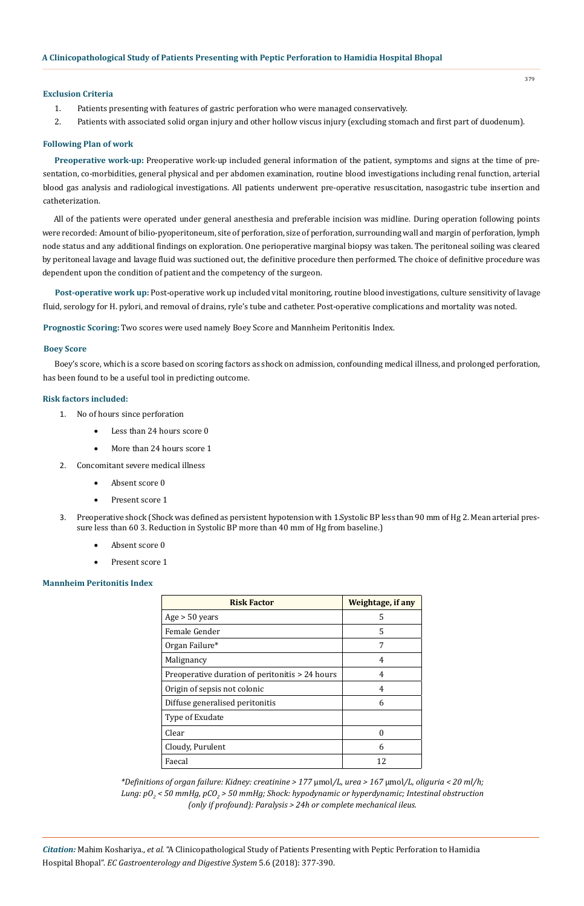### Exclusion Criteria

1. Patients presenting with features of gastric perforation who were managed conservatively.
2. Patients with associated solid organ injury and other hollow viscus injury (excluding stomach and first part of duodenum).

### Following Plan of work

**Preoperative work-up:** Preoperative work-up included general information of the patient, symptoms and signs at the time of presentation, co-morbidities, general physical and per abdomen examination, routine blood investigations including renal function, arterial blood gas analysis and radiological investigations. All patients underwent pre-operative resuscitation, nasogastric tube insertion and catheterization.

All of the patients were operated under general anesthesia and preferable incision was midline. During operation following points were recorded: Amount of bilio-pyoperitoneum, site of perforation, size of perforation, surrounding wall and margin of perforation, lymph node status and any additional findings on exploration. One perioperative marginal biopsy was taken. The peritoneal soiling was cleared by peritoneal lavage and lavage fluid was suctioned out, the definitive procedure then performed. The choice of definitive procedure was dependent upon the condition of patient and the competency of the surgeon.

**Post-operative work up:** Post-operative work up included vital monitoring, routine blood investigations, culture sensitivity of lavage fluid, serology for H. pylori, and removal of drains, ryle's tube and catheter. Post-operative complications and mortality was noted.

**Prognostic Scoring:** Two scores were used namely Boey Score and Mannheim Peritonitis Index.

### Boey Score

Boey's score, which is a score based on scoring factors as shock on admission, confounding medical illness, and prolonged perforation, has been found to be a useful tool in predicting outcome.

### Risk factors included:

1. No of hours since perforation
   - Less than 24 hours score 0
   - More than 24 hours score 1
2. Concomitant severe medical illness
   - Absent score 0
   - Present score 1
3. Preoperative shock (Shock was defined as persistent hypotension with 1.Systolic BP less than 90 mm of Hg 2. Mean arterial pressure less than 60 3. Reduction in Systolic BP more than 40 mm of Hg from baseline.)
   - Absent score 0
   - Present score 1

### Mannheim Peritonitis Index

| Risk Factor | Weightage, if any |
|---|---|
| Age > 50 years | 5 |
| Female Gender | 5 |
| Organ Failure* | 7 |
| Malignancy | 4 |
| Preoperative duration of peritonitis > 24 hours | 4 |
| Origin of sepsis not colonic | 4 |
| Diffuse generalised peritonitis | 6 |
| Type of Exudate | |
| Clear | 0 |
| Cloudy, Purulent | 6 |
| Faecal | 12 |

*\*Definitions of organ failure: Kidney: creatinine > 177 μmol/L, urea > 167 μmol/L, oliguria < 20 ml/h; Lung: $pO_2$ < 50 mmHg, $pCO_2$ > 50 mmHg; Shock: hypodynamic or hyperdynamic; Intestinal obstruction (only if profound): Paralysis > 24h or complete mechanical ileus.*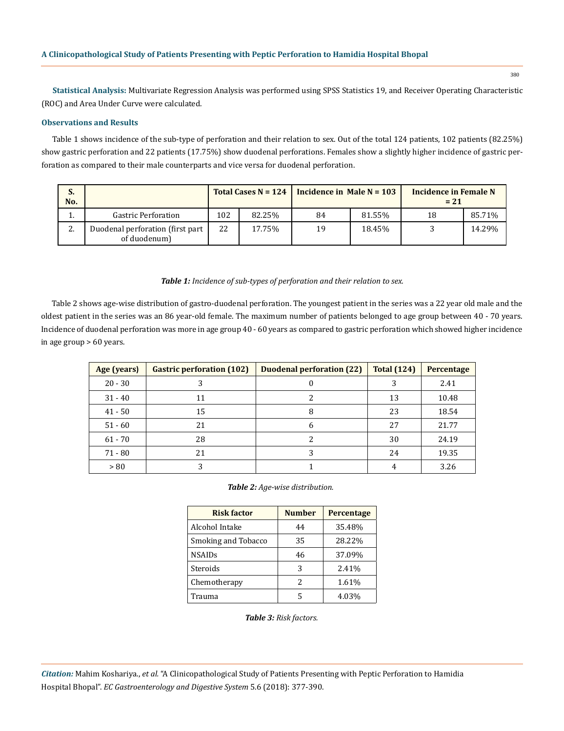**Statistical Analysis:** Multivariate Regression Analysis was performed using SPSS Statistics 19, and Receiver Operating Characteristic (ROC) and Area Under Curve were calculated.

## Observations and Results

Table 1 shows incidence of the sub-type of perforation and their relation to sex. Out of the total 124 patients, 102 patients (82.25%) show gastric perforation and 22 patients (17.75%) show duodenal perforations. Females show a slightly higher incidence of gastric perforation as compared to their male counterparts and vice versa for duodenal perforation.

| S. No. | | Total Cases N = 124 | | Incidence in Male N = 103 | | Incidence in Female N = 21 | |
|---|---|---|---|---|---|---|---|
| 1. | Gastric Perforation | 102 | 82.25% | 84 | 81.55% | 18 | 85.71% |
| 2. | Duodenal perforation (first part of duodenum) | 22 | 17.75% | 19 | 18.45% | 3 | 14.29% |

***Table 1:*** *Incidence of sub-types of perforation and their relation to sex.*

Table 2 shows age-wise distribution of gastro-duodenal perforation. The youngest patient in the series was a 22 year old male and the oldest patient in the series was an 86 year-old female. The maximum number of patients belonged to age group between 40 - 70 years. Incidence of duodenal perforation was more in age group 40 - 60 years as compared to gastric perforation which showed higher incidence in age group > 60 years.

| Age (years) | Gastric perforation (102) | Duodenal perforation (22) | Total (124) | Percentage |
|---|---|---|---|---|
| 20 - 30 | 3 | 0 | 3 | 2.41 |
| 31 - 40 | 11 | 2 | 13 | 10.48 |
| 41 - 50 | 15 | 8 | 23 | 18.54 |
| 51 - 60 | 21 | 6 | 27 | 21.77 |
| 61 - 70 | 28 | 2 | 30 | 24.19 |
| 71 - 80 | 21 | 3 | 24 | 19.35 |
| > 80 | 3 | 1 | 4 | 3.26 |

***Table 2:*** *Age-wise distribution.*

| Risk factor | Number | Percentage |
|---|---|---|
| Alcohol Intake | 44 | 35.48% |
| Smoking and Tobacco | 35 | 28.22% |
| NSAIDs | 46 | 37.09% |
| Steroids | 3 | 2.41% |
| Chemotherapy | 2 | 1.61% |
| Trauma | 5 | 4.03% |

***Table 3:*** *Risk factors.*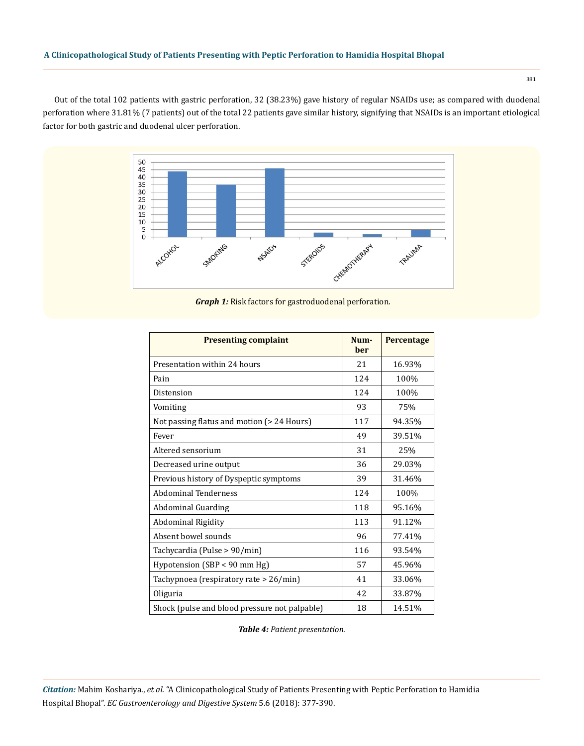Out of the total 102 patients with gastric perforation, 32 (38.23%) gave history of regular NSAIDs use; as compared with duodenal perforation where 31.81% (7 patients) out of the total 22 patients gave similar history, signifying that NSAIDs is an important etiological factor for both gastric and duodenal ulcer perforation.

50
45
40
35
30
25
20
15
10
5
0

ALCOHOL
SMOKING
NSAIDs
STEROIDS
CHEMOTHERAPY
TRAUMA

***Graph 1:*** Risk factors for gastroduodenal perforation.

| Presenting complaint | Number | Percentage |
|---|---|---|
| Presentation within 24 hours | 21 | 16.93% |
| Pain | 124 | 100% |
| Distension | 124 | 100% |
| Vomiting | 93 | 75% |
| Not passing flatus and motion (> 24 Hours) | 117 | 94.35% |
| Fever | 49 | 39.51% |
| Altered sensorium | 31 | 25% |
| Decreased urine output | 36 | 29.03% |
| Previous history of Dyspeptic symptoms | 39 | 31.46% |
| Abdominal Tenderness | 124 | 100% |
| Abdominal Guarding | 118 | 95.16% |
| Abdominal Rigidity | 113 | 91.12% |
| Absent bowel sounds | 96 | 77.41% |
| Tachycardia (Pulse > 90/min) | 116 | 93.54% |
| Hypotension (SBP < 90 mm Hg) | 57 | 45.96% |
| Tachypnoea (respiratory rate > 26/min) | 41 | 33.06% |
| Oliguria | 42 | 33.87% |
| Shock (pulse and blood pressure not palpable) | 18 | 14.51% |

***Table 4:*** *Patient presentation.*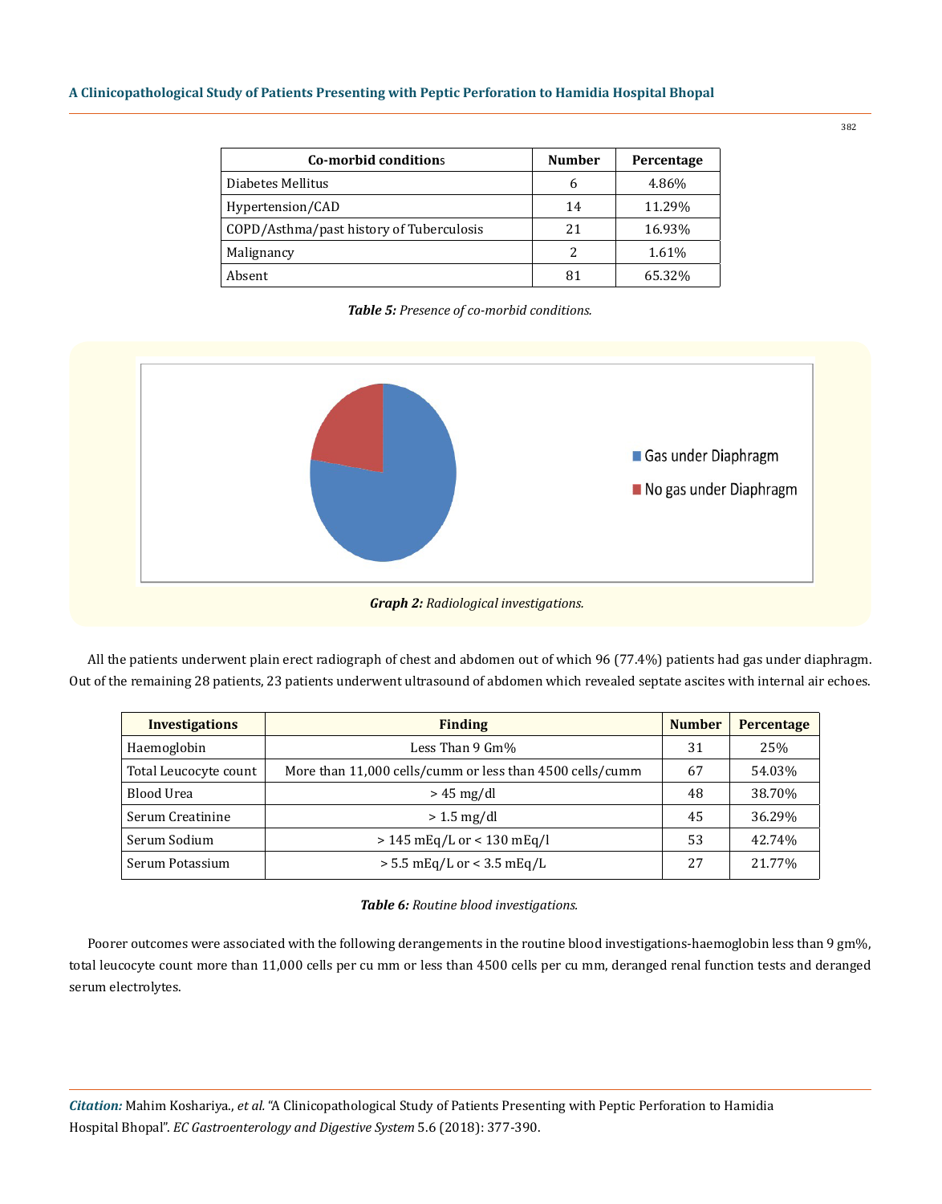| Co-morbid conditions | Number | Percentage |
|---|---|---|
| Diabetes Mellitus | 6 | 4.86% |
| Hypertension/CAD | 14 | 11.29% |
| COPD/Asthma/past history of Tuberculosis | 21 | 16.93% |
| Malignancy | 2 | 1.61% |
| Absent | 81 | 65.32% |

***Table 5:*** *Presence of co-morbid conditions.*

Gas under Diaphragm

No gas under Diaphragm

***Graph 2:*** *Radiological investigations.*

All the patients underwent plain erect radiograph of chest and abdomen out of which 96 (77.4%) patients had gas under diaphragm. Out of the remaining 28 patients, 23 patients underwent ultrasound of abdomen which revealed septate ascites with internal air echoes.

| Investigations | Finding | Number | Percentage |
|---|---|---|---|
| Haemoglobin | Less Than 9 Gm% | 31 | 25% |
| Total Leucocyte count | More than 11,000 cells/cumm or less than 4500 cells/cumm | 67 | 54.03% |
| Blood Urea | > 45 mg/dl | 48 | 38.70% |
| Serum Creatinine | > 1.5 mg/dl | 45 | 36.29% |
| Serum Sodium | > 145 mEq/L or < 130 mEq/l | 53 | 42.74% |
| Serum Potassium | > 5.5 mEq/L or < 3.5 mEq/L | 27 | 21.77% |

***Table 6:*** *Routine blood investigations.*

Poorer outcomes were associated with the following derangements in the routine blood investigations-haemoglobin less than 9 gm%, total leucocyte count more than 11,000 cells per cu mm or less than 4500 cells per cu mm, deranged renal function tests and deranged serum electrolytes.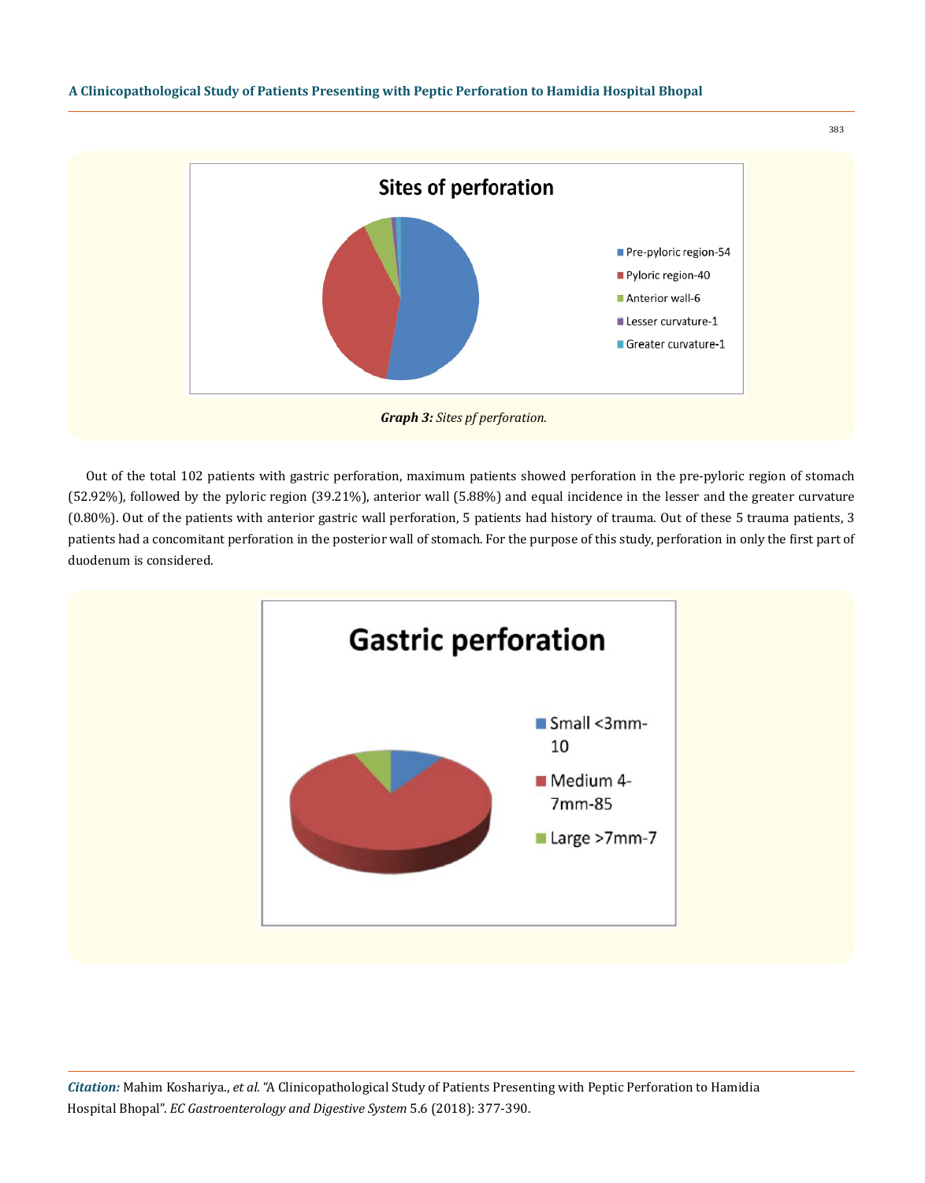Sites of perforation

Pre-pyloric region-54

Pyloric region-40

Anterior wall-6

Lesser curvature-1

Greater curvature-1

***Graph 3:*** *Sites pf perforation.*

Out of the total 102 patients with gastric perforation, maximum patients showed perforation in the pre-pyloric region of stomach (52.92%), followed by the pyloric region (39.21%), anterior wall (5.88%) and equal incidence in the lesser and the greater curvature (0.80%). Out of the patients with anterior gastric wall perforation, 5 patients had history of trauma. Out of these 5 trauma patients, 3 patients had a concomitant perforation in the posterior wall of stomach. For the purpose of this study, perforation in only the first part of duodenum is considered.

Gastric perforation

Small <3mm-10

Medium 4-7mm-85

Large >7mm-7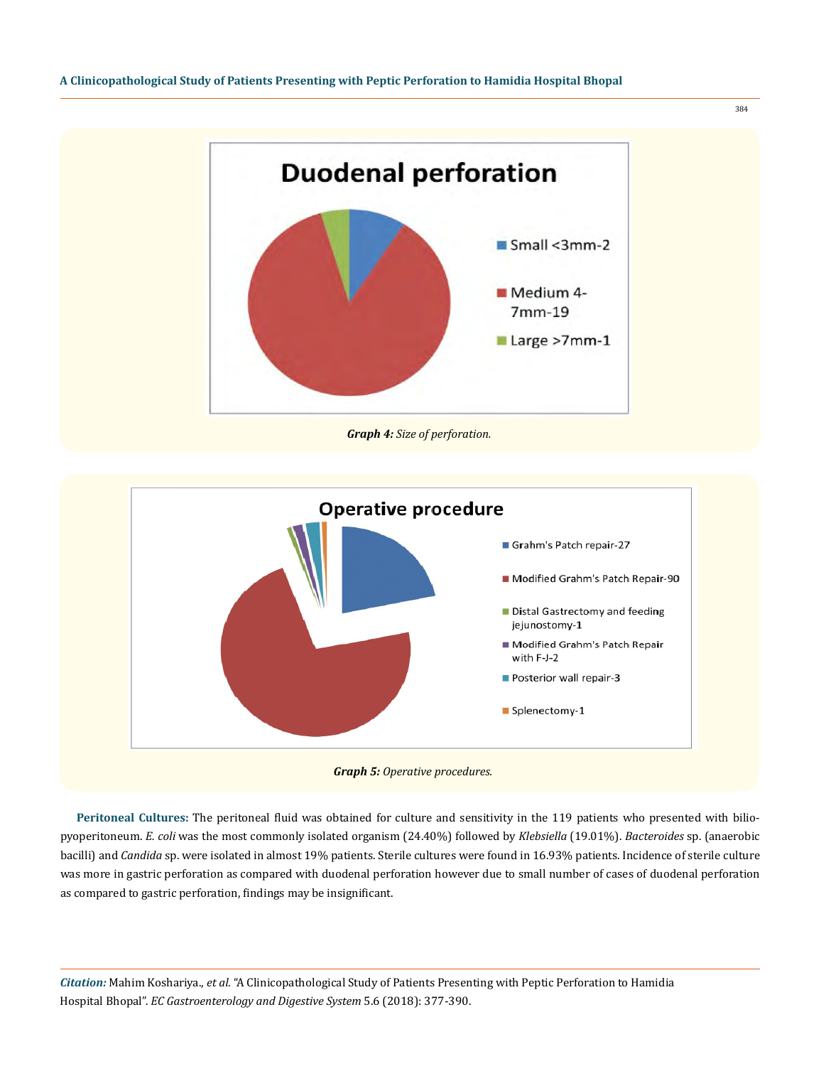Duodenal perforation

Small <3mm-2

Medium 4-7mm-19

Large >7mm-1

***Graph 4:*** *Size of perforation.*

Operative procedure

Grahm's Patch repair-27

Modified Grahm's Patch Repair-90

Distal Gastrectomy and feeding jejunostomy-1

Modified Grahm's Patch Repair with F-J-2

Posterior wall repair-3

Splenectomy-1

***Graph 5:*** *Operative procedures.*

**Peritoneal Cultures:** The peritoneal fluid was obtained for culture and sensitivity in the 119 patients who presented with biliopyoperitoneum. *E. coli* was the most commonly isolated organism (24.40%) followed by *Klebsiella* (19.01%). *Bacteroides* sp. (anaerobic bacilli) and *Candida* sp. were isolated in almost 19% patients. Sterile cultures were found in 16.93% patients. Incidence of sterile culture was more in gastric perforation as compared with duodenal perforation however due to small number of cases of duodenal perforation as compared to gastric perforation, findings may be insignificant.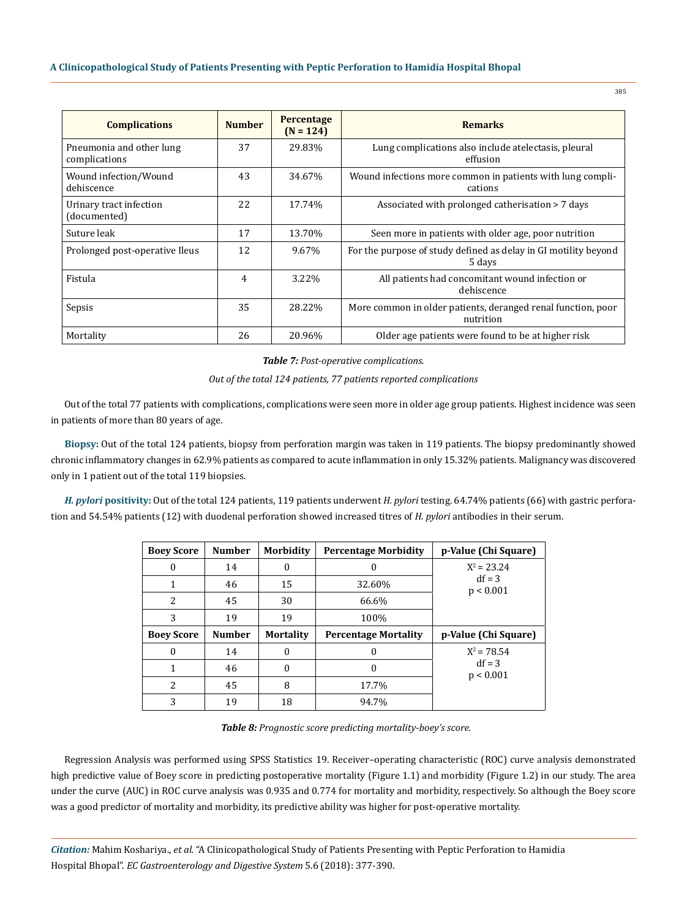| Complications | Number | Percentage (N = 124) | Remarks |
|---|---|---|---|
| Pneumonia and other lung complications | 37 | 29.83% | Lung complications also include atelectasis, pleural effusion |
| Wound infection/Wound dehiscence | 43 | 34.67% | Wound infections more common in patients with lung complications |
| Urinary tract infection (documented) | 22 | 17.74% | Associated with prolonged catherisation > 7 days |
| Suture leak | 17 | 13.70% | Seen more in patients with older age, poor nutrition |
| Prolonged post-operative Ileus | 12 | 9.67% | For the purpose of study defined as delay in GI motility beyond 5 days |
| Fistula | 4 | 3.22% | All patients had concomitant wound infection or dehiscence |
| Sepsis | 35 | 28.22% | More common in older patients, deranged renal function, poor nutrition |
| Mortality | 26 | 20.96% | Older age patients were found to be at higher risk |

***Table 7:*** *Post-operative complications.*

*Out of the total 124 patients, 77 patients reported complications*

Out of the total 77 patients with complications, complications were seen more in older age group patients. Highest incidence was seen in patients of more than 80 years of age.

**Biopsy:** Out of the total 124 patients, biopsy from perforation margin was taken in 119 patients. The biopsy predominantly showed chronic inflammatory changes in 62.9% patients as compared to acute inflammation in only 15.32% patients. Malignancy was discovered only in 1 patient out of the total 119 biopsies.

***H. pylori* positivity:** Out of the total 124 patients, 119 patients underwent *H. pylori* testing. 64.74% patients (66) with gastric perforation and 54.54% patients (12) with duodenal perforation showed increased titres of *H. pylori* antibodies in their serum.

| Boey Score | Number | Morbidity | Percentage Morbidity | p-Value (Chi Square) |
|---|---|---|---|---|
| 0 | 14 | 0 | 0 | $X^2 = 23.24$ df = 3 $p < 0.001$ |
| 1 | 46 | 15 | 32.60% | |
| 2 | 45 | 30 | 66.6% | |
| 3 | 19 | 19 | 100% | |
| **Boey Score** | **Number** | **Mortality** | **Percentage Mortality** | **p-Value (Chi Square)** |
| 0 | 14 | 0 | 0 | $X^2 = 78.54$ df = 3 $p < 0.001$ |
| 1 | 46 | 0 | 0 | |
| 2 | 45 | 8 | 17.7% | |
| 3 | 19 | 18 | 94.7% | |

***Table 8:*** *Prognostic score predicting mortality-boey's score.*

Regression Analysis was performed using SPSS Statistics 19. Receiver–operating characteristic (ROC) curve analysis demonstrated high predictive value of Boey score in predicting postoperative mortality (Figure 1.1) and morbidity (Figure 1.2) in our study. The area under the curve (AUC) in ROC curve analysis was 0.935 and 0.774 for mortality and morbidity, respectively. So although the Boey score was a good predictor of mortality and morbidity, its predictive ability was higher for post-operative mortality.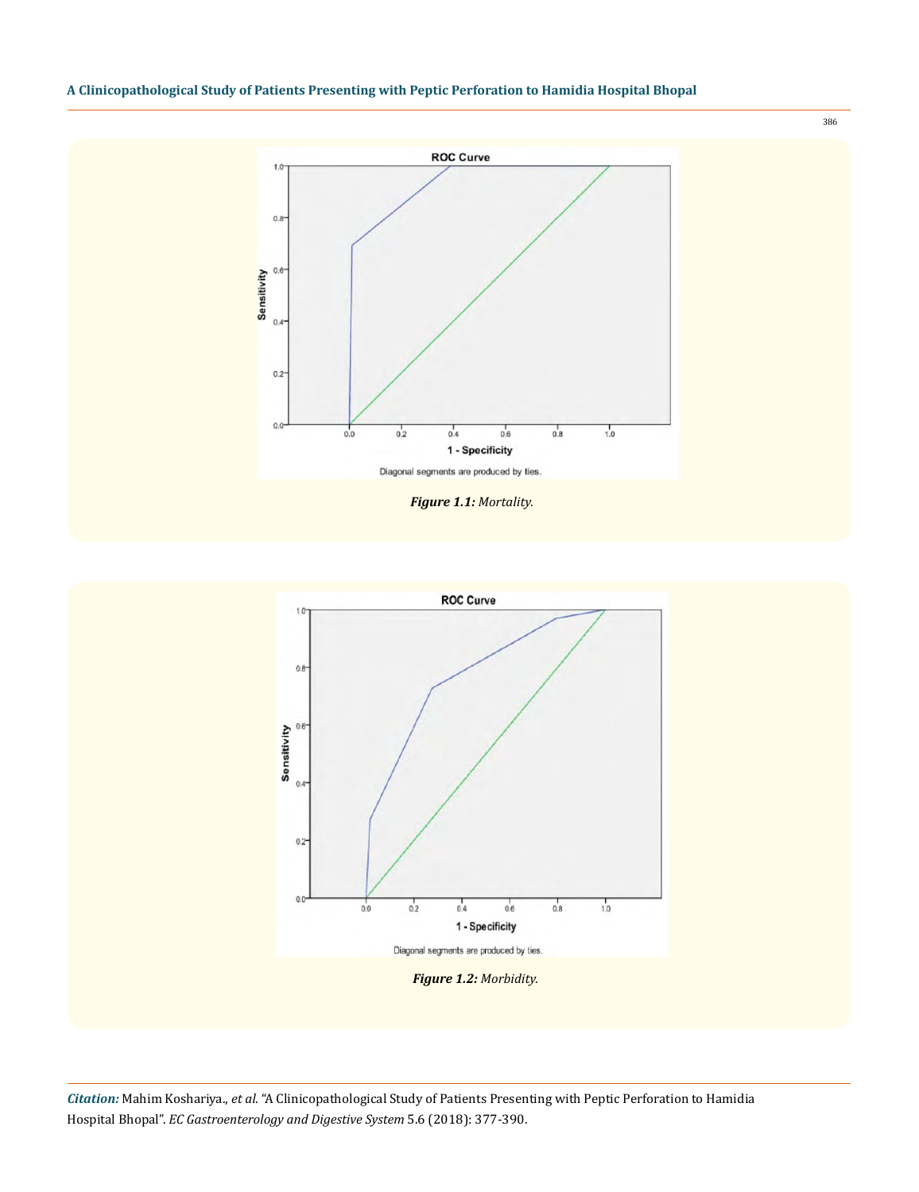ROC Curve

1.0
0.8
0.6
0.4
0.2
0.0

Sensitivity

0.0 0.2 0.4 0.6 0.8 1.0

1 - Specificity

Diagonal segments are produced by ties.

*Figure 1.1: Mortality.*

ROC Curve

1.0
0.8
0.6
0.4
0.2
0.0

Sensitivity

0.0 0.2 0.4 0.6 0.8 1.0

1 - Specificity

Diagonal segments are produced by ties.

*Figure 1.2: Morbidity.*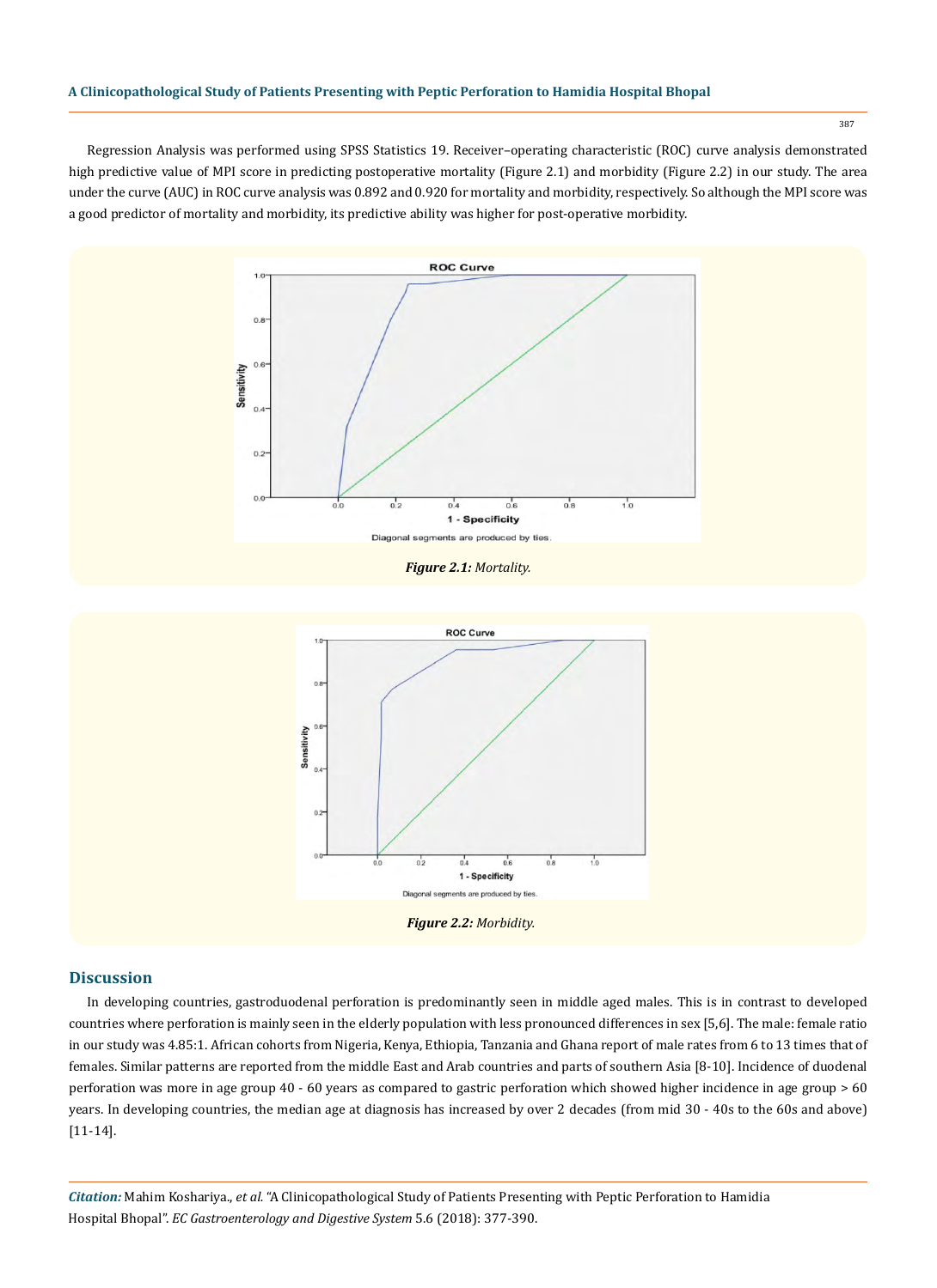Regression Analysis was performed using SPSS Statistics 19. Receiver–operating characteristic (ROC) curve analysis demonstrated high predictive value of MPI score in predicting postoperative mortality (Figure 2.1) and morbidity (Figure 2.2) in our study. The area under the curve (AUC) in ROC curve analysis was 0.892 and 0.920 for mortality and morbidity, respectively. So although the MPI score was a good predictor of mortality and morbidity, its predictive ability was higher for post-operative morbidity.

ROC Curve

Sensitivity

1.0
0.8
0.6
0.4
0.2
0.0

0.0 0.2 0.4 0.6 0.8 1.0

1 - Specificity

Diagonal segments are produced by ties.

***Figure 2.1:*** *Mortality.*

ROC Curve

Sensitivity

1.0
0.8
0.6
0.4
0.2
0.0

0.0 0.2 0.4 0.6 0.8 1.0

1 - Specificity

Diagonal segments are produced by ties.

***Figure 2.2:*** *Morbidity.*

## Discussion

In developing countries, gastroduodenal perforation is predominantly seen in middle aged males. This is in contrast to developed countries where perforation is mainly seen in the elderly population with less pronounced differences in sex [5,6]. The male: female ratio in our study was 4.85:1. African cohorts from Nigeria, Kenya, Ethiopia, Tanzania and Ghana report of male rates from 6 to 13 times that of females. Similar patterns are reported from the middle East and Arab countries and parts of southern Asia [8-10]. Incidence of duodenal perforation was more in age group 40 - 60 years as compared to gastric perforation which showed higher incidence in age group > 60 years. In developing countries, the median age at diagnosis has increased by over 2 decades (from mid 30 - 40s to the 60s and above) [11-14].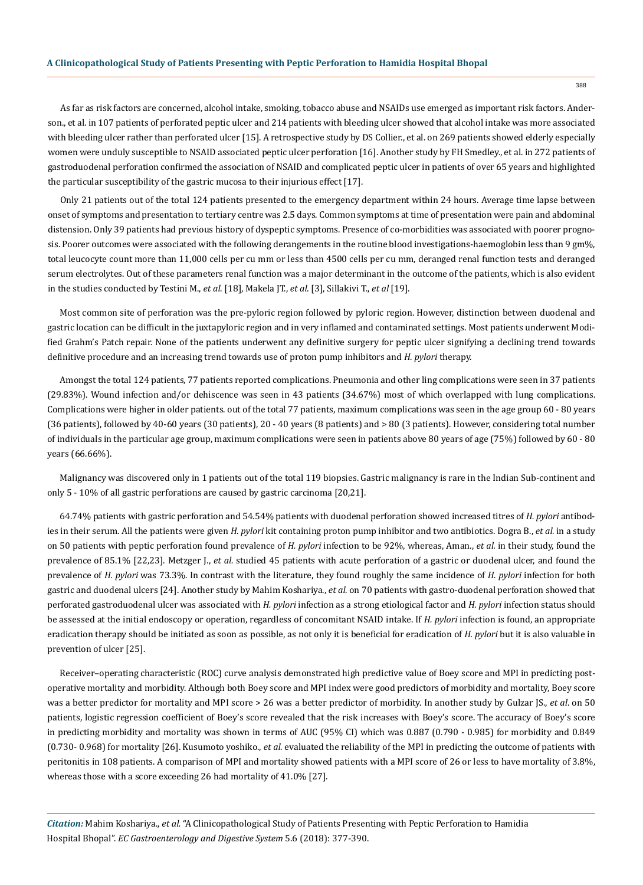As far as risk factors are concerned, alcohol intake, smoking, tobacco abuse and NSAIDs use emerged as important risk factors. Anderson., et al. in 107 patients of perforated peptic ulcer and 214 patients with bleeding ulcer showed that alcohol intake was more associated with bleeding ulcer rather than perforated ulcer [15]. A retrospective study by DS Collier., et al. on 269 patients showed elderly especially women were unduly susceptible to NSAID associated peptic ulcer perforation [16]. Another study by FH Smedley., et al. in 272 patients of gastroduodenal perforation confirmed the association of NSAID and complicated peptic ulcer in patients of over 65 years and highlighted the particular susceptibility of the gastric mucosa to their injurious effect [17].

Only 21 patients out of the total 124 patients presented to the emergency department within 24 hours. Average time lapse between onset of symptoms and presentation to tertiary centre was 2.5 days. Common symptoms at time of presentation were pain and abdominal distension. Only 39 patients had previous history of dyspeptic symptoms. Presence of co-morbidities was associated with poorer prognosis. Poorer outcomes were associated with the following derangements in the routine blood investigations-haemoglobin less than 9 gm%, total leucocyte count more than 11,000 cells per cu mm or less than 4500 cells per cu mm, deranged renal function tests and deranged serum electrolytes. Out of these parameters renal function was a major determinant in the outcome of the patients, which is also evident in the studies conducted by Testini M., *et al.* [18], Makela JT., *et al.* [3], Sillakivi T., *et al* [19].

Most common site of perforation was the pre-pyloric region followed by pyloric region. However, distinction between duodenal and gastric location can be difficult in the juxtapyloric region and in very inflamed and contaminated settings. Most patients underwent Modified Grahm's Patch repair. None of the patients underwent any definitive surgery for peptic ulcer signifying a declining trend towards definitive procedure and an increasing trend towards use of proton pump inhibitors and *H. pylori* therapy.

Amongst the total 124 patients, 77 patients reported complications. Pneumonia and other ling complications were seen in 37 patients (29.83%). Wound infection and/or dehiscence was seen in 43 patients (34.67%) most of which overlapped with lung complications. Complications were higher in older patients. out of the total 77 patients, maximum complications was seen in the age group 60 - 80 years (36 patients), followed by 40-60 years (30 patients), 20 - 40 years (8 patients) and > 80 (3 patients). However, considering total number of individuals in the particular age group, maximum complications were seen in patients above 80 years of age (75%) followed by 60 - 80 years (66.66%).

Malignancy was discovered only in 1 patients out of the total 119 biopsies. Gastric malignancy is rare in the Indian Sub-continent and only 5 - 10% of all gastric perforations are caused by gastric carcinoma [20,21].

64.74% patients with gastric perforation and 54.54% patients with duodenal perforation showed increased titres of *H. pylori* antibodies in their serum. All the patients were given *H. pylori* kit containing proton pump inhibitor and two antibiotics. Dogra B., *et al.* in a study on 50 patients with peptic perforation found prevalence of *H. pylori* infection to be 92%, whereas, Aman., *et al.* in their study, found the prevalence of 85.1% [22,23]. Metzger J., *et al.* studied 45 patients with acute perforation of a gastric or duodenal ulcer, and found the prevalence of *H. pylori* was 73.3%. In contrast with the literature, they found roughly the same incidence of *H. pylori* infection for both gastric and duodenal ulcers [24]. Another study by Mahim Koshariya., *et al.* on 70 patients with gastro-duodenal perforation showed that perforated gastroduodenal ulcer was associated with *H. pylori* infection as a strong etiological factor and *H. pylori* infection status should be assessed at the initial endoscopy or operation, regardless of concomitant NSAID intake. If *H. pylori* infection is found, an appropriate eradication therapy should be initiated as soon as possible, as not only it is beneficial for eradication of *H. pylori* but it is also valuable in prevention of ulcer [25].

Receiver–operating characteristic (ROC) curve analysis demonstrated high predictive value of Boey score and MPI in predicting postoperative mortality and morbidity. Although both Boey score and MPI index were good predictors of morbidity and mortality, Boey score was a better predictor for mortality and MPI score > 26 was a better predictor of morbidity. In another study by Gulzar JS., *et al.* on 50 patients, logistic regression coefficient of Boey's score revealed that the risk increases with Boey's score. The accuracy of Boey's score in predicting morbidity and mortality was shown in terms of AUC (95% CI) which was 0.887 (0.790 - 0.985) for morbidity and 0.849 (0.730- 0.968) for mortality [26]. Kusumoto yoshiko., *et al.* evaluated the reliability of the MPI in predicting the outcome of patients with peritonitis in 108 patients. A comparison of MPI and mortality showed patients with a MPI score of 26 or less to have mortality of 3.8%, whereas those with a score exceeding 26 had mortality of 41.0% [27].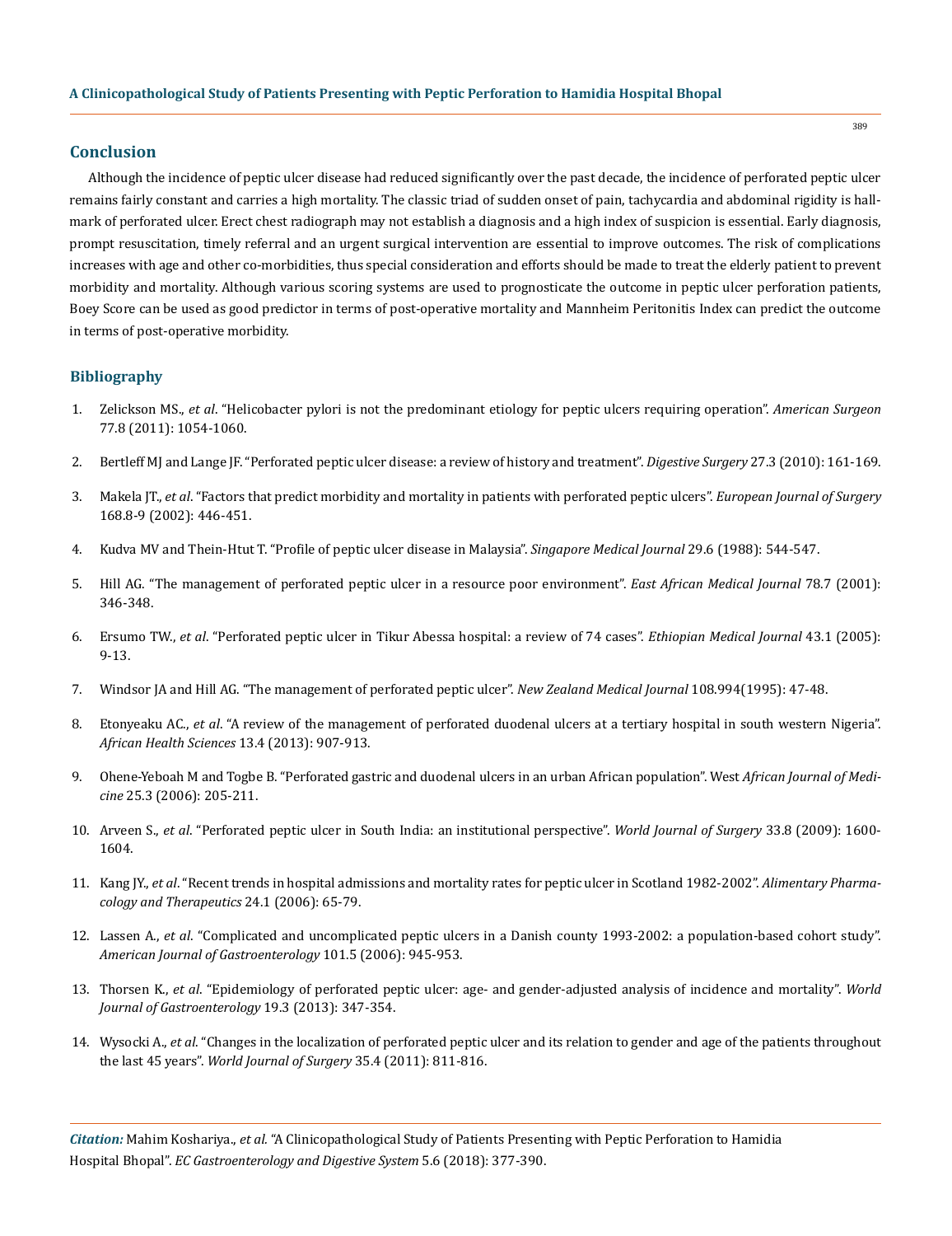## Conclusion

Although the incidence of peptic ulcer disease had reduced significantly over the past decade, the incidence of perforated peptic ulcer remains fairly constant and carries a high mortality. The classic triad of sudden onset of pain, tachycardia and abdominal rigidity is hallmark of perforated ulcer. Erect chest radiograph may not establish a diagnosis and a high index of suspicion is essential. Early diagnosis, prompt resuscitation, timely referral and an urgent surgical intervention are essential to improve outcomes. The risk of complications increases with age and other co-morbidities, thus special consideration and efforts should be made to treat the elderly patient to prevent morbidity and mortality. Although various scoring systems are used to prognosticate the outcome in peptic ulcer perforation patients, Boey Score can be used as good predictor in terms of post-operative mortality and Mannheim Peritonitis Index can predict the outcome in terms of post-operative morbidity.

## Bibliography

1. Zelickson MS., *et al*. "Helicobacter pylori is not the predominant etiology for peptic ulcers requiring operation". *American Surgeon* 77.8 (2011): 1054-1060.
2. Bertleff MJ and Lange JF. "Perforated peptic ulcer disease: a review of history and treatment". *Digestive Surgery* 27.3 (2010): 161-169.
3. Makela JT., *et al*. "Factors that predict morbidity and mortality in patients with perforated peptic ulcers". *European Journal of Surgery* 168.8-9 (2002): 446-451.
4. Kudva MV and Thein-Htut T. "Profile of peptic ulcer disease in Malaysia". *Singapore Medical Journal* 29.6 (1988): 544-547.
5. Hill AG. "The management of perforated peptic ulcer in a resource poor environment". *East African Medical Journal* 78.7 (2001): 346-348.
6. Ersumo TW., *et al*. "Perforated peptic ulcer in Tikur Abessa hospital: a review of 74 cases". *Ethiopian Medical Journal* 43.1 (2005): 9-13.
7. Windsor JA and Hill AG. "The management of perforated peptic ulcer". *New Zealand Medical Journal* 108.994(1995): 47-48.
8. Etonyeaku AC., *et al*. "A review of the management of perforated duodenal ulcers at a tertiary hospital in south western Nigeria". *African Health Sciences* 13.4 (2013): 907-913.
9. Ohene-Yeboah M and Togbe B. "Perforated gastric and duodenal ulcers in an urban African population". West *African Journal of Medicine* 25.3 (2006): 205-211.
10. Arveen S., *et al*. "Perforated peptic ulcer in South India: an institutional perspective". *World Journal of Surgery* 33.8 (2009): 1600-1604.
11. Kang JY., *et al*. "Recent trends in hospital admissions and mortality rates for peptic ulcer in Scotland 1982-2002". *Alimentary Pharmacology and Therapeutics* 24.1 (2006): 65-79.
12. Lassen A., *et al*. "Complicated and uncomplicated peptic ulcers in a Danish county 1993-2002: a population-based cohort study". *American Journal of Gastroenterology* 101.5 (2006): 945-953.
13. Thorsen K., *et al*. "Epidemiology of perforated peptic ulcer: age- and gender-adjusted analysis of incidence and mortality". *World Journal of Gastroenterology* 19.3 (2013): 347-354.
14. Wysocki A., *et al*. "Changes in the localization of perforated peptic ulcer and its relation to gender and age of the patients throughout the last 45 years". *World Journal of Surgery* 35.4 (2011): 811-816.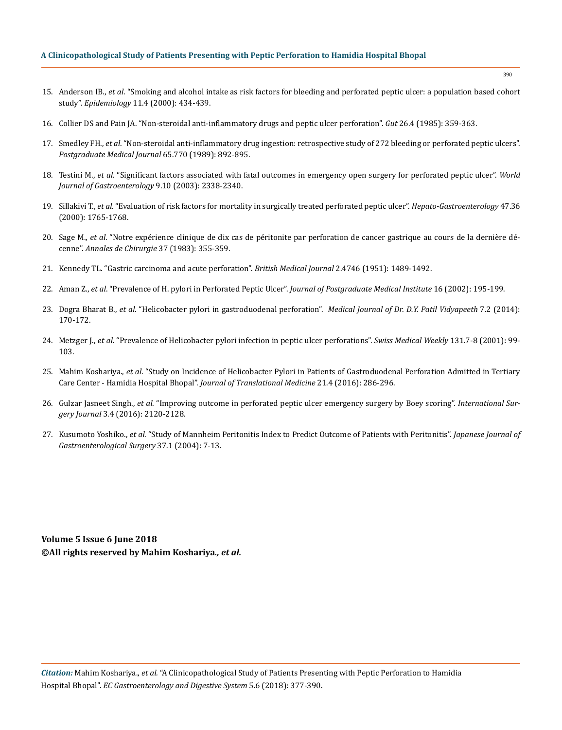15. Anderson IB., *et al*. "Smoking and alcohol intake as risk factors for bleeding and perforated peptic ulcer: a population based cohort study". *Epidemiology* 11.4 (2000): 434-439.
16. Collier DS and Pain JA. "Non-steroidal anti-inflammatory drugs and peptic ulcer perforation". *Gut* 26.4 (1985): 359-363.
17. Smedley FH., *et al*. "Non-steroidal anti-inflammatory drug ingestion: retrospective study of 272 bleeding or perforated peptic ulcers". *Postgraduate Medical Journal* 65.770 (1989): 892-895.
18. Testini M., *et al*. "Significant factors associated with fatal outcomes in emergency open surgery for perforated peptic ulcer". *World Journal of Gastroenterology* 9.10 (2003): 2338-2340.
19. Sillakivi T., *et al*. "Evaluation of risk factors for mortality in surgically treated perforated peptic ulcer". *Hepato-Gastroenterology* 47.36 (2000): 1765-1768.
20. Sage M., *et al*. "Notre expérience clinique de dix cas de péritonite par perforation de cancer gastrique au cours de la dernière décenne". *Annales de Chirurgie* 37 (1983): 355-359.
21. Kennedy TL. "Gastric carcinoma and acute perforation". *British Medical Journal* 2.4746 (1951): 1489-1492.
22. Aman Z., *et al*. "Prevalence of H. pylori in Perforated Peptic Ulcer". *Journal of Postgraduate Medical Institute* 16 (2002): 195-199.
23. Dogra Bharat B., *et al*. "Helicobacter pylori in gastroduodenal perforation". *Medical Journal of Dr. D.Y. Patil Vidyapeeth* 7.2 (2014): 170-172.
24. Metzger J., *et al*. "Prevalence of Helicobacter pylori infection in peptic ulcer perforations". *Swiss Medical Weekly* 131.7-8 (2001): 99-103.
25. Mahim Koshariya., *et al*. "Study on Incidence of Helicobacter Pylori in Patients of Gastroduodenal Perforation Admitted in Tertiary Care Center - Hamidia Hospital Bhopal". *Journal of Translational Medicine* 21.4 (2016): 286-296.
26. Gulzar Jasneet Singh., *et al*. "Improving outcome in perforated peptic ulcer emergency surgery by Boey scoring". *International Surgery Journal* 3.4 (2016): 2120-2128.
27. Kusumoto Yoshiko., *et al*. "Study of Mannheim Peritonitis Index to Predict Outcome of Patients with Peritonitis". *Japanese Journal of Gastroenterological Surgery* 37.1 (2004): 7-13.

**Volume 5 Issue 6 June 2018**
**©All rights reserved by Mahim Koshariya*., et al.***